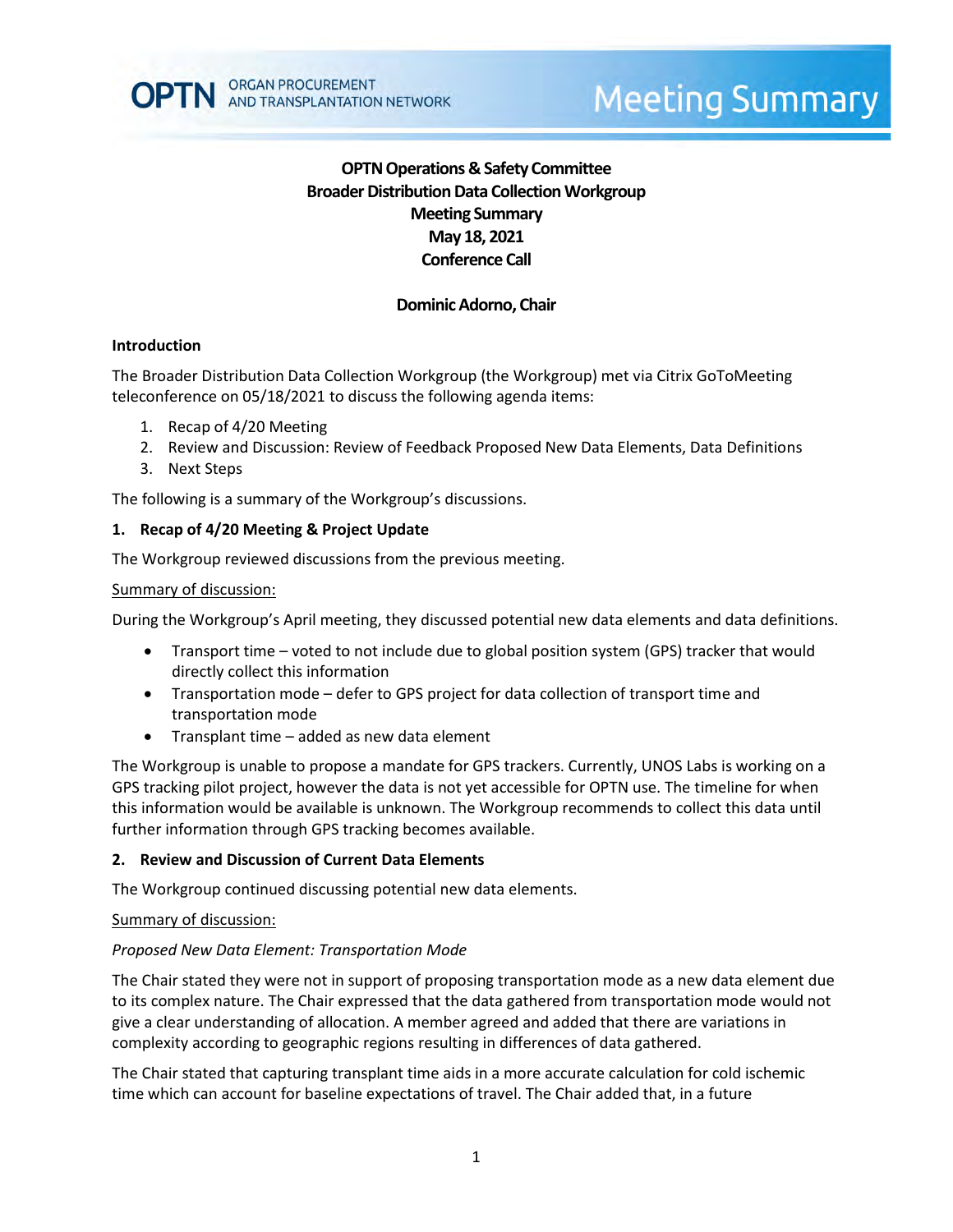# OPTN Operations & Safety Committee
# Broader Distribution Data Collection Workgroup
# Meeting Summary
# May 18, 2021
# Conference Call

## Dominic Adorno, Chair

### Introduction

The Broader Distribution Data Collection Workgroup (the Workgroup) met via Citrix GoToMeeting teleconference on 05/18/2021 to discuss the following agenda items:

1. Recap of 4/20 Meeting
2. Review and Discussion: Review of Feedback Proposed New Data Elements, Data Definitions
3. Next Steps

The following is a summary of the Workgroup's discussions.

### 1. Recap of 4/20 Meeting & Project Update

The Workgroup reviewed discussions from the previous meeting.

Summary of discussion:

During the Workgroup's April meeting, they discussed potential new data elements and data definitions.

- Transport time – voted to not include due to global position system (GPS) tracker that would directly collect this information
- Transportation mode – defer to GPS project for data collection of transport time and transportation mode
- Transplant time – added as new data element

The Workgroup is unable to propose a mandate for GPS trackers. Currently, UNOS Labs is working on a GPS tracking pilot project, however the data is not yet accessible for OPTN use. The timeline for when this information would be available is unknown. The Workgroup recommends to collect this data until further information through GPS tracking becomes available.

### 2. Review and Discussion of Current Data Elements

The Workgroup continued discussing potential new data elements.

Summary of discussion:

*Proposed New Data Element: Transportation Mode*

The Chair stated they were not in support of proposing transportation mode as a new data element due to its complex nature. The Chair expressed that the data gathered from transportation mode would not give a clear understanding of allocation. A member agreed and added that there are variations in complexity according to geographic regions resulting in differences of data gathered.

The Chair stated that capturing transplant time aids in a more accurate calculation for cold ischemic time which can account for baseline expectations of travel. The Chair added that, in a future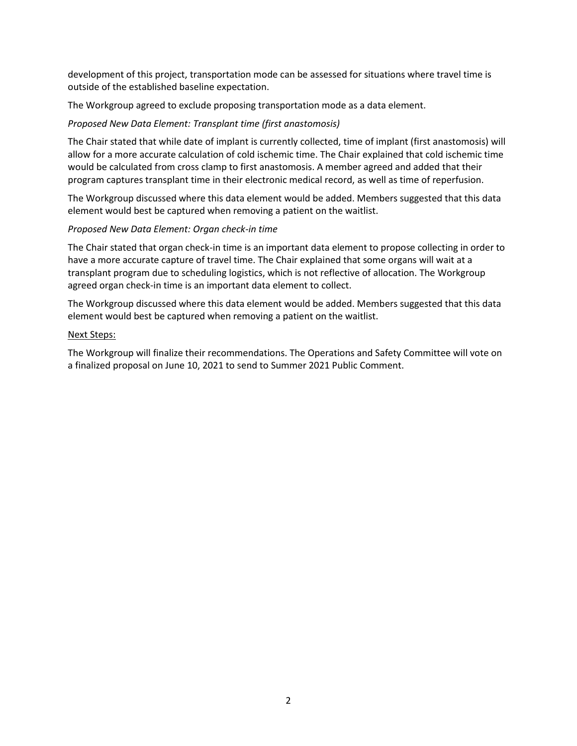development of this project, transportation mode can be assessed for situations where travel time is outside of the established baseline expectation.

The Workgroup agreed to exclude proposing transportation mode as a data element.

*Proposed New Data Element: Transplant time (first anastomosis)*

The Chair stated that while date of implant is currently collected, time of implant (first anastomosis) will allow for a more accurate calculation of cold ischemic time. The Chair explained that cold ischemic time would be calculated from cross clamp to first anastomosis. A member agreed and added that their program captures transplant time in their electronic medical record, as well as time of reperfusion.

The Workgroup discussed where this data element would be added. Members suggested that this data element would best be captured when removing a patient on the waitlist.

*Proposed New Data Element: Organ check-in time*

The Chair stated that organ check-in time is an important data element to propose collecting in order to have a more accurate capture of travel time. The Chair explained that some organs will wait at a transplant program due to scheduling logistics, which is not reflective of allocation. The Workgroup agreed organ check-in time is an important data element to collect.

The Workgroup discussed where this data element would be added. Members suggested that this data element would best be captured when removing a patient on the waitlist.

<u>Next Steps:</u>

The Workgroup will finalize their recommendations. The Operations and Safety Committee will vote on a finalized proposal on June 10, 2021 to send to Summer 2021 Public Comment.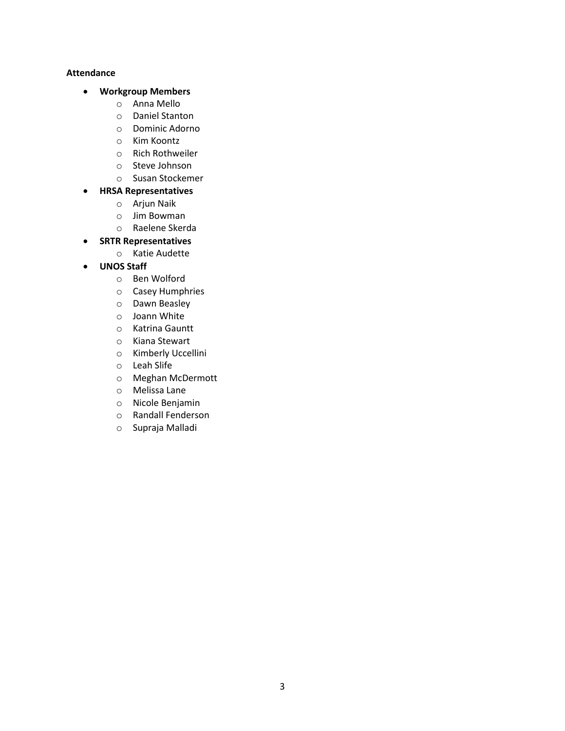**Attendance**

- **Workgroup Members**
  - Anna Mello
  - Daniel Stanton
  - Dominic Adorno
  - Kim Koontz
  - Rich Rothweiler
  - Steve Johnson
  - Susan Stockemer
- **HRSA Representatives**
  - Arjun Naik
  - Jim Bowman
  - Raelene Skerda
- **SRTR Representatives**
  - Katie Audette
- **UNOS Staff**
  - Ben Wolford
  - Casey Humphries
  - Dawn Beasley
  - Joann White
  - Katrina Gauntt
  - Kiana Stewart
  - Kimberly Uccellini
  - Leah Slife
  - Meghan McDermott
  - Melissa Lane
  - Nicole Benjamin
  - Randall Fenderson
  - Supraja Malladi